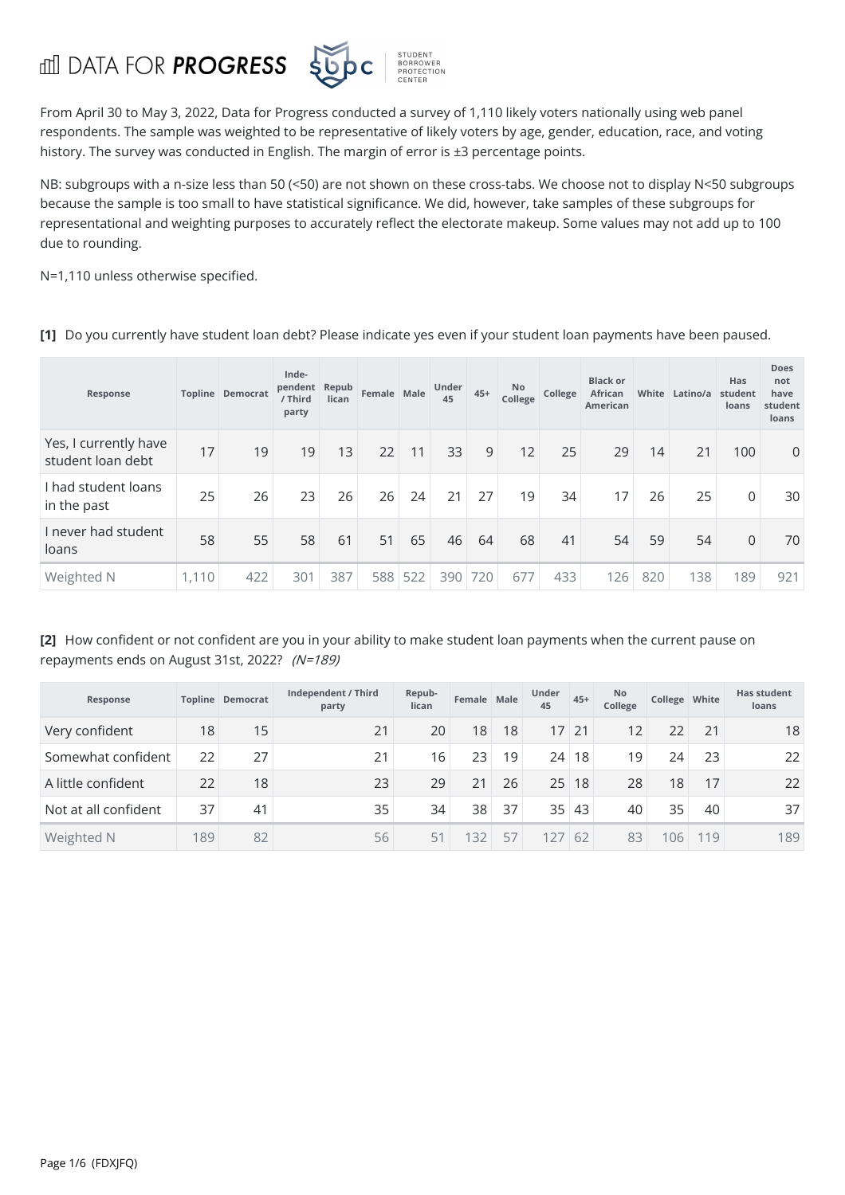DATA FOR **PROGRESS** | STUDENT BORROWER PROTECTION CENTER

From April 30 to May 3, 2022, Data for Progress conducted a survey of 1,110 likely voters nationally using web panel respondents. The sample was weighted to be representative of likely voters by age, gender, education, race, and voting history. The survey was conducted in English. The margin of error is ±3 percentage points.

NB: subgroups with a n-size less than 50 (<50) are not shown on these cross-tabs. We choose not to display N<50 subgroups because the sample is too small to have statistical significance. We did, however, take samples of these subgroups for representational and weighting purposes to accurately reflect the electorate makeup. Some values may not add up to 100 due to rounding.

N=1,110 unless otherwise specified.

**[1]** Do you currently have student loan debt? Please indicate yes even if your student loan payments have been paused.

| Response | Topline | Democrat | Independent / Third party | Republican | Female | Male | Under 45 | 45+ | No College | College | Black or African American | White | Latino/a | Has student loans | Does not have student loans |
|---|---|---|---|---|---|---|---|---|---|---|---|---|---|---|---|
| Yes, I currently have student loan debt | 17 | 19 | 19 | 13 | 22 | 11 | 33 | 9 | 12 | 25 | 29 | 14 | 21 | 100 | 0 |
| I had student loans in the past | 25 | 26 | 23 | 26 | 26 | 24 | 21 | 27 | 19 | 34 | 17 | 26 | 25 | 0 | 30 |
| I never had student loans | 58 | 55 | 58 | 61 | 51 | 65 | 46 | 64 | 68 | 41 | 54 | 59 | 54 | 0 | 70 |
| Weighted N | 1,110 | 422 | 301 | 387 | 588 | 522 | 390 | 720 | 677 | 433 | 126 | 820 | 138 | 189 | 921 |

**[2]** How confident or not confident are you in your ability to make student loan payments when the current pause on repayments ends on August 31st, 2022? *(N=189)*

| Response | Topline | Democrat | Independent / Third party | Republican | Female | Male | Under 45 | 45+ | No College | College | White | Has student loans |
|---|---|---|---|---|---|---|---|---|---|---|---|---|
| Very confident | 18 | 15 | 21 | 20 | 18 | 18 | 17 | 21 | 12 | 22 | 21 | 18 |
| Somewhat confident | 22 | 27 | 21 | 16 | 23 | 19 | 24 | 18 | 19 | 24 | 23 | 22 |
| A little confident | 22 | 18 | 23 | 29 | 21 | 26 | 25 | 18 | 28 | 18 | 17 | 22 |
| Not at all confident | 37 | 41 | 35 | 34 | 38 | 37 | 35 | 43 | 40 | 35 | 40 | 37 |
| Weighted N | 189 | 82 | 56 | 51 | 132 | 57 | 127 | 62 | 83 | 106 | 119 | 189 |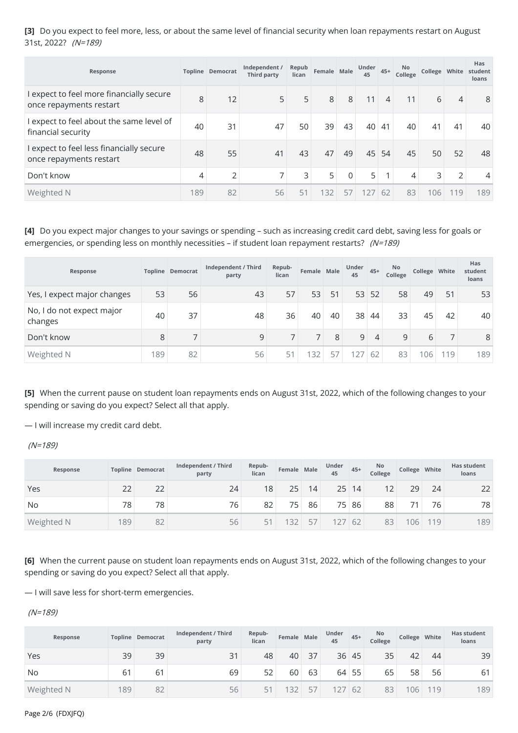**[3]** Do you expect to feel more, less, or about the same level of financial security when loan repayments restart on August 31st, 2022? *(N=189)*

| Response | Topline | Democrat | Independent / Third party | Republican | Female | Male | Under 45 | 45+ | No College | College | White | Has student loans |
|---|---|---|---|---|---|---|---|---|---|---|---|---|
| I expect to feel more financially secure once repayments restart | 8 | 12 | 5 | 5 | 8 | 8 | 11 | 4 | 11 | 6 | 4 | 8 |
| I expect to feel about the same level of financial security | 40 | 31 | 47 | 50 | 39 | 43 | 40 | 41 | 40 | 41 | 41 | 40 |
| I expect to feel less financially secure once repayments restart | 48 | 55 | 41 | 43 | 47 | 49 | 45 | 54 | 45 | 50 | 52 | 48 |
| Don't know | 4 | 2 | 7 | 3 | 5 | 0 | 5 | 1 | 4 | 3 | 2 | 4 |
| Weighted N | 189 | 82 | 56 | 51 | 132 | 57 | 127 | 62 | 83 | 106 | 119 | 189 |

**[4]** Do you expect major changes to your savings or spending – such as increasing credit card debt, saving less for goals or emergencies, or spending less on monthly necessities – if student loan repayment restarts? *(N=189)*

| Response | Topline | Democrat | Independent / Third party | Republican | Female | Male | Under 45 | 45+ | No College | College | White | Has student loans |
|---|---|---|---|---|---|---|---|---|---|---|---|---|
| Yes, I expect major changes | 53 | 56 | 43 | 57 | 53 | 51 | 53 | 52 | 58 | 49 | 51 | 53 |
| No, I do not expect major changes | 40 | 37 | 48 | 36 | 40 | 40 | 38 | 44 | 33 | 45 | 42 | 40 |
| Don't know | 8 | 7 | 9 | 7 | 7 | 8 | 9 | 4 | 9 | 6 | 7 | 8 |
| Weighted N | 189 | 82 | 56 | 51 | 132 | 57 | 127 | 62 | 83 | 106 | 119 | 189 |

**[5]** When the current pause on student loan repayments ends on August 31st, 2022, which of the following changes to your spending or saving do you expect? Select all that apply.

— I will increase my credit card debt.

*(N=189)*

| Response | Topline | Democrat | Independent / Third party | Republican | Female | Male | Under 45 | 45+ | No College | College | White | Has student loans |
|---|---|---|---|---|---|---|---|---|---|---|---|---|
| Yes | 22 | 22 | 24 | 18 | 25 | 14 | 25 | 14 | 12 | 29 | 24 | 22 |
| No | 78 | 78 | 76 | 82 | 75 | 86 | 75 | 86 | 88 | 71 | 76 | 78 |
| Weighted N | 189 | 82 | 56 | 51 | 132 | 57 | 127 | 62 | 83 | 106 | 119 | 189 |

**[6]** When the current pause on student loan repayments ends on August 31st, 2022, which of the following changes to your spending or saving do you expect? Select all that apply.

— I will save less for short-term emergencies.

*(N=189)*

| Response | Topline | Democrat | Independent / Third party | Republican | Female | Male | Under 45 | 45+ | No College | College | White | Has student loans |
|---|---|---|---|---|---|---|---|---|---|---|---|---|
| Yes | 39 | 39 | 31 | 48 | 40 | 37 | 36 | 45 | 35 | 42 | 44 | 39 |
| No | 61 | 61 | 69 | 52 | 60 | 63 | 64 | 55 | 65 | 58 | 56 | 61 |
| Weighted N | 189 | 82 | 56 | 51 | 132 | 57 | 127 | 62 | 83 | 106 | 119 | 189 |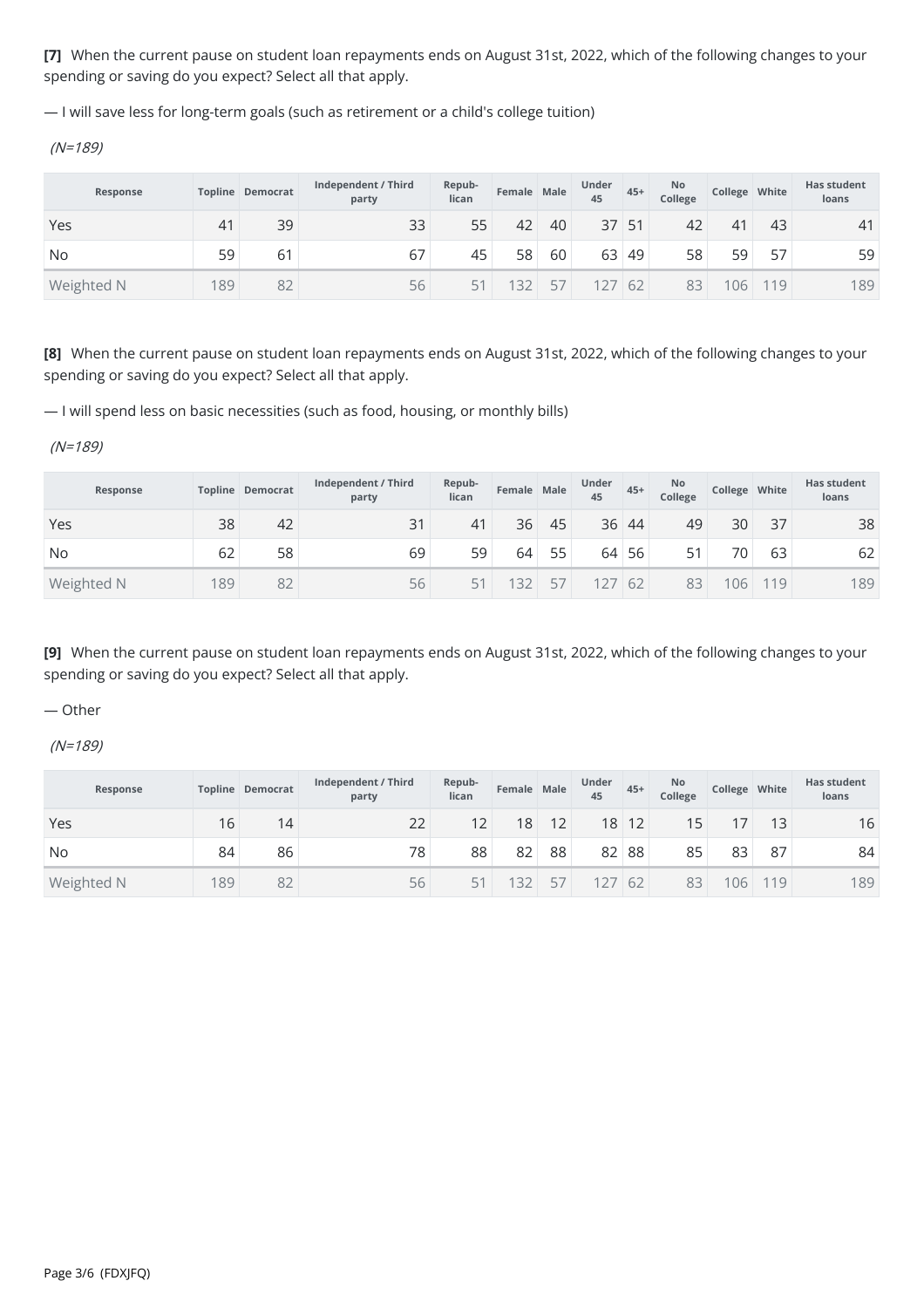**[7]** When the current pause on student loan repayments ends on August 31st, 2022, which of the following changes to your spending or saving do you expect? Select all that apply.

— I will save less for long-term goals (such as retirement or a child's college tuition)

*(N=189)*

| Response | Topline | Democrat | Independent / Third party | Repub-lican | Female | Male | Under 45 | 45+ | No College | College | White | Has student loans |
|---|---|---|---|---|---|---|---|---|---|---|---|---|
| Yes | 41 | 39 | 33 | 55 | 42 | 40 | 37 | 51 | 42 | 41 | 43 | 41 |
| No | 59 | 61 | 67 | 45 | 58 | 60 | 63 | 49 | 58 | 59 | 57 | 59 |
| Weighted N | 189 | 82 | 56 | 51 | 132 | 57 | 127 | 62 | 83 | 106 | 119 | 189 |

**[8]** When the current pause on student loan repayments ends on August 31st, 2022, which of the following changes to your spending or saving do you expect? Select all that apply.

— I will spend less on basic necessities (such as food, housing, or monthly bills)

*(N=189)*

| Response | Topline | Democrat | Independent / Third party | Repub-lican | Female | Male | Under 45 | 45+ | No College | College | White | Has student loans |
|---|---|---|---|---|---|---|---|---|---|---|---|---|
| Yes | 38 | 42 | 31 | 41 | 36 | 45 | 36 | 44 | 49 | 30 | 37 | 38 |
| No | 62 | 58 | 69 | 59 | 64 | 55 | 64 | 56 | 51 | 70 | 63 | 62 |
| Weighted N | 189 | 82 | 56 | 51 | 132 | 57 | 127 | 62 | 83 | 106 | 119 | 189 |

**[9]** When the current pause on student loan repayments ends on August 31st, 2022, which of the following changes to your spending or saving do you expect? Select all that apply.

— Other

*(N=189)*

| Response | Topline | Democrat | Independent / Third party | Repub-lican | Female | Male | Under 45 | 45+ | No College | College | White | Has student loans |
|---|---|---|---|---|---|---|---|---|---|---|---|---|
| Yes | 16 | 14 | 22 | 12 | 18 | 12 | 18 | 12 | 15 | 17 | 13 | 16 |
| No | 84 | 86 | 78 | 88 | 82 | 88 | 82 | 88 | 85 | 83 | 87 | 84 |
| Weighted N | 189 | 82 | 56 | 51 | 132 | 57 | 127 | 62 | 83 | 106 | 119 | 189 |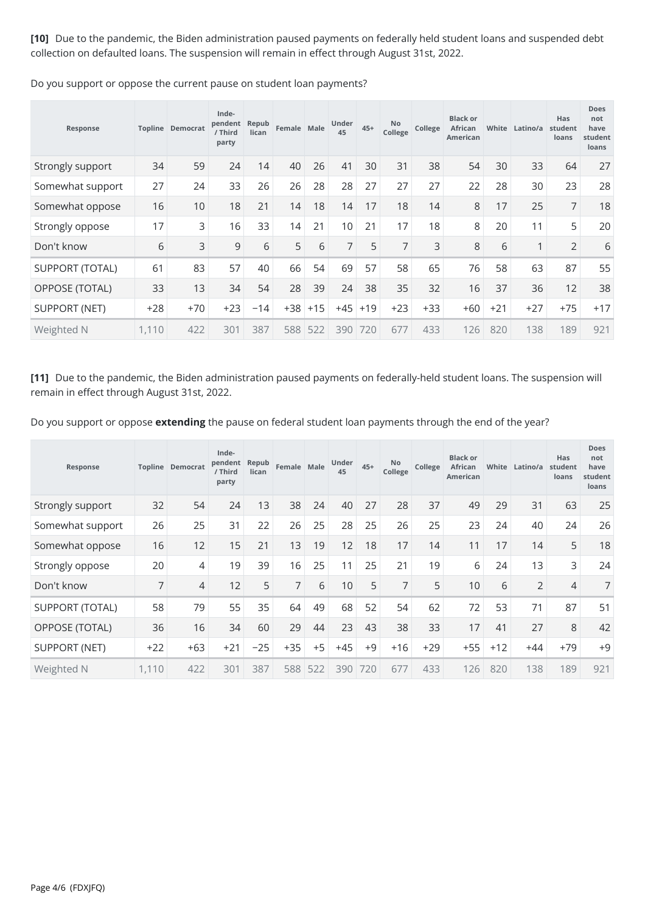**[10]** Due to the pandemic, the Biden administration paused payments on federally held student loans and suspended debt collection on defaulted loans. The suspension will remain in effect through August 31st, 2022.

Do you support or oppose the current pause on student loan payments?

| Response | Topline | Democrat | Independent / Third party | Republican | Female | Male | Under 45 | 45+ | No College | College | Black or African American | White | Latino/a | Has student loans | Does not have student loans |
|---|---|---|---|---|---|---|---|---|---|---|---|---|---|---|---|
| Strongly support | 34 | 59 | 24 | 14 | 40 | 26 | 41 | 30 | 31 | 38 | 54 | 30 | 33 | 64 | 27 |
| Somewhat support | 27 | 24 | 33 | 26 | 26 | 28 | 28 | 27 | 27 | 27 | 22 | 28 | 30 | 23 | 28 |
| Somewhat oppose | 16 | 10 | 18 | 21 | 14 | 18 | 14 | 17 | 18 | 14 | 8 | 17 | 25 | 7 | 18 |
| Strongly oppose | 17 | 3 | 16 | 33 | 14 | 21 | 10 | 21 | 17 | 18 | 8 | 20 | 11 | 5 | 20 |
| Don't know | 6 | 3 | 9 | 6 | 5 | 6 | 7 | 5 | 7 | 3 | 8 | 6 | 1 | 2 | 6 |
| SUPPORT (TOTAL) | 61 | 83 | 57 | 40 | 66 | 54 | 69 | 57 | 58 | 65 | 76 | 58 | 63 | 87 | 55 |
| OPPOSE (TOTAL) | 33 | 13 | 34 | 54 | 28 | 39 | 24 | 38 | 35 | 32 | 16 | 37 | 36 | 12 | 38 |
| SUPPORT (NET) | +28 | +70 | +23 | −14 | +38 | +15 | +45 | +19 | +23 | +33 | +60 | +21 | +27 | +75 | +17 |
| Weighted N | 1,110 | 422 | 301 | 387 | 588 | 522 | 390 | 720 | 677 | 433 | 126 | 820 | 138 | 189 | 921 |

**[11]** Due to the pandemic, the Biden administration paused payments on federally-held student loans. The suspension will remain in effect through August 31st, 2022.

Do you support or oppose **extending** the pause on federal student loan payments through the end of the year?

| Response | Topline | Democrat | Independent / Third party | Republican | Female | Male | Under 45 | 45+ | No College | College | Black or African American | White | Latino/a | Has student loans | Does not have student loans |
|---|---|---|---|---|---|---|---|---|---|---|---|---|---|---|---|
| Strongly support | 32 | 54 | 24 | 13 | 38 | 24 | 40 | 27 | 28 | 37 | 49 | 29 | 31 | 63 | 25 |
| Somewhat support | 26 | 25 | 31 | 22 | 26 | 25 | 28 | 25 | 26 | 25 | 23 | 24 | 40 | 24 | 26 |
| Somewhat oppose | 16 | 12 | 15 | 21 | 13 | 19 | 12 | 18 | 17 | 14 | 11 | 17 | 14 | 5 | 18 |
| Strongly oppose | 20 | 4 | 19 | 39 | 16 | 25 | 11 | 25 | 21 | 19 | 6 | 24 | 13 | 3 | 24 |
| Don't know | 7 | 4 | 12 | 5 | 7 | 6 | 10 | 5 | 7 | 5 | 10 | 6 | 2 | 4 | 7 |
| SUPPORT (TOTAL) | 58 | 79 | 55 | 35 | 64 | 49 | 68 | 52 | 54 | 62 | 72 | 53 | 71 | 87 | 51 |
| OPPOSE (TOTAL) | 36 | 16 | 34 | 60 | 29 | 44 | 23 | 43 | 38 | 33 | 17 | 41 | 27 | 8 | 42 |
| SUPPORT (NET) | +22 | +63 | +21 | −25 | +35 | +5 | +45 | +9 | +16 | +29 | +55 | +12 | +44 | +79 | +9 |
| Weighted N | 1,110 | 422 | 301 | 387 | 588 | 522 | 390 | 720 | 677 | 433 | 126 | 820 | 138 | 189 | 921 |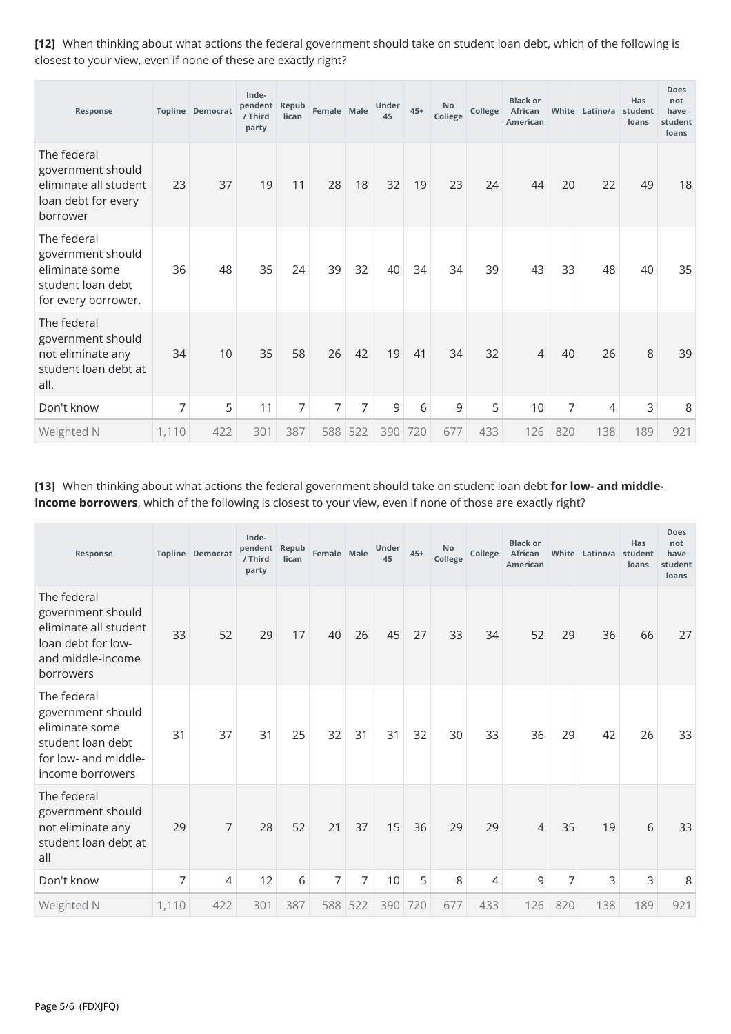**[12]** When thinking about what actions the federal government should take on student loan debt, which of the following is closest to your view, even if none of these are exactly right?

| Response | Topline | Democrat | Independent / Third party | Republican | Female | Male | Under 45 | 45+ | No College | College | Black or African American | White | Latino/a | Has student loans | Does not have student loans |
|---|---|---|---|---|---|---|---|---|---|---|---|---|---|---|---|
| The federal government should eliminate all student loan debt for every borrower | 23 | 37 | 19 | 11 | 28 | 18 | 32 | 19 | 23 | 24 | 44 | 20 | 22 | 49 | 18 |
| The federal government should eliminate some student loan debt for every borrower. | 36 | 48 | 35 | 24 | 39 | 32 | 40 | 34 | 34 | 39 | 43 | 33 | 48 | 40 | 35 |
| The federal government should not eliminate any student loan debt at all. | 34 | 10 | 35 | 58 | 26 | 42 | 19 | 41 | 34 | 32 | 4 | 40 | 26 | 8 | 39 |
| Don't know | 7 | 5 | 11 | 7 | 7 | 7 | 9 | 6 | 9 | 5 | 10 | 7 | 4 | 3 | 8 |
| Weighted N | 1,110 | 422 | 301 | 387 | 588 | 522 | 390 | 720 | 677 | 433 | 126 | 820 | 138 | 189 | 921 |

**[13]** When thinking about what actions the federal government should take on student loan debt **for low- and middle-income borrowers**, which of the following is closest to your view, even if none of those are exactly right?

| Response | Topline | Democrat | Independent / Third party | Republican | Female | Male | Under 45 | 45+ | No College | College | Black or African American | White | Latino/a | Has student loans | Does not have student loans |
|---|---|---|---|---|---|---|---|---|---|---|---|---|---|---|---|
| The federal government should eliminate all student loan debt for low- and middle-income borrowers | 33 | 52 | 29 | 17 | 40 | 26 | 45 | 27 | 33 | 34 | 52 | 29 | 36 | 66 | 27 |
| The federal government should eliminate some student loan debt for low- and middle-income borrowers | 31 | 37 | 31 | 25 | 32 | 31 | 31 | 32 | 30 | 33 | 36 | 29 | 42 | 26 | 33 |
| The federal government should not eliminate any student loan debt at all | 29 | 7 | 28 | 52 | 21 | 37 | 15 | 36 | 29 | 29 | 4 | 35 | 19 | 6 | 33 |
| Don't know | 7 | 4 | 12 | 6 | 7 | 7 | 10 | 5 | 8 | 4 | 9 | 7 | 3 | 3 | 8 |
| Weighted N | 1,110 | 422 | 301 | 387 | 588 | 522 | 390 | 720 | 677 | 433 | 126 | 820 | 138 | 189 | 921 |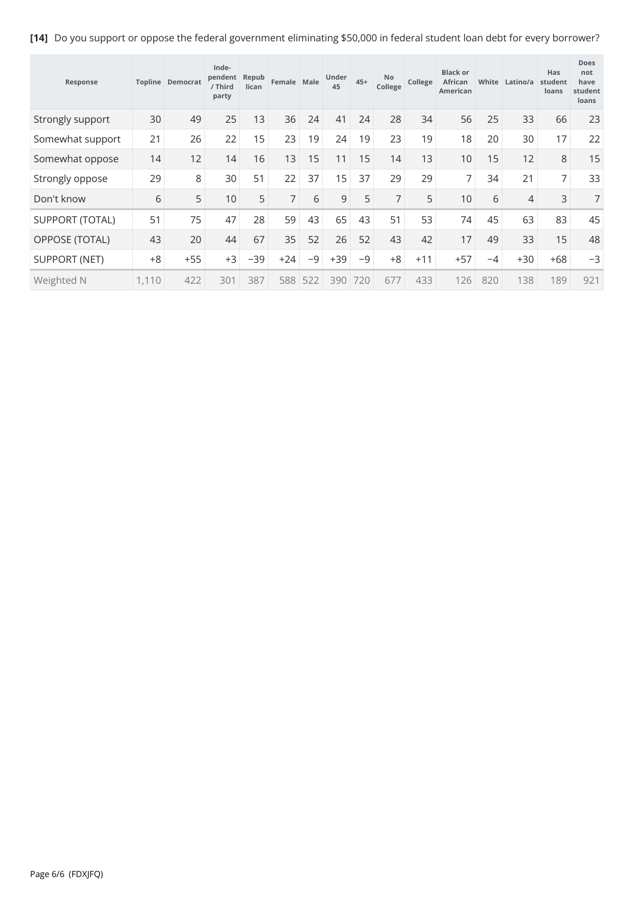**[14]** Do you support or oppose the federal government eliminating $50,000 in federal student loan debt for every borrower?

| Response | Topline | Democrat | Independent / Third party | Republican | Female | Male | Under 45 | 45+ | No College | College | Black or African American | White | Latino/a | Has student loans | Does not have student loans |
|---|---|---|---|---|---|---|---|---|---|---|---|---|---|---|---|
| Strongly support | 30 | 49 | 25 | 13 | 36 | 24 | 41 | 24 | 28 | 34 | 56 | 25 | 33 | 66 | 23 |
| Somewhat support | 21 | 26 | 22 | 15 | 23 | 19 | 24 | 19 | 23 | 19 | 18 | 20 | 30 | 17 | 22 |
| Somewhat oppose | 14 | 12 | 14 | 16 | 13 | 15 | 11 | 15 | 14 | 13 | 10 | 15 | 12 | 8 | 15 |
| Strongly oppose | 29 | 8 | 30 | 51 | 22 | 37 | 15 | 37 | 29 | 29 | 7 | 34 | 21 | 7 | 33 |
| Don't know | 6 | 5 | 10 | 5 | 7 | 6 | 9 | 5 | 7 | 5 | 10 | 6 | 4 | 3 | 7 |
| SUPPORT (TOTAL) | 51 | 75 | 47 | 28 | 59 | 43 | 65 | 43 | 51 | 53 | 74 | 45 | 63 | 83 | 45 |
| OPPOSE (TOTAL) | 43 | 20 | 44 | 67 | 35 | 52 | 26 | 52 | 43 | 42 | 17 | 49 | 33 | 15 | 48 |
| SUPPORT (NET) | +8 | +55 | +3 | −39 | +24 | −9 | +39 | −9 | +8 | +11 | +57 | −4 | +30 | +68 | −3 |
| Weighted N | 1,110 | 422 | 301 | 387 | 588 | 522 | 390 | 720 | 677 | 433 | 126 | 820 | 138 | 189 | 921 |

(FDXJFQ)